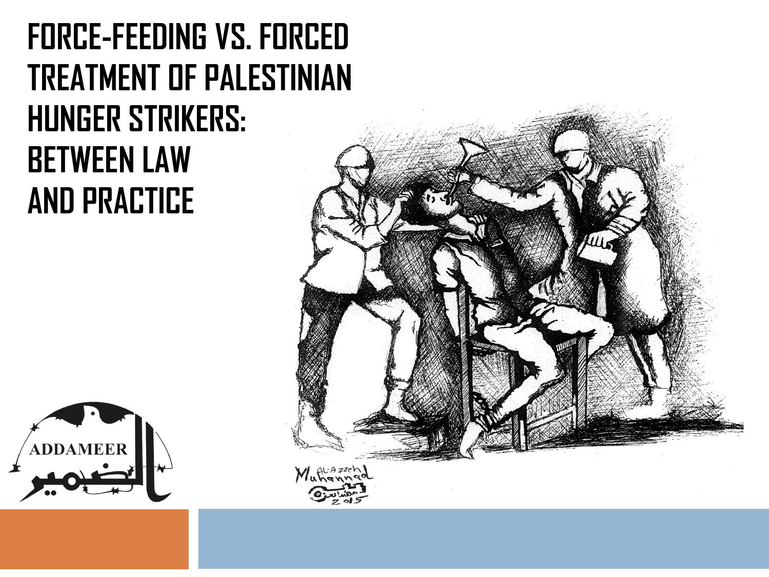# FORCE-FEEDING VS. FORCED TREATMENT OF PALESTINIAN HUNGER STRIKERS: BETWEEN LAW AND PRACTICE

ADDAMEER

الضمير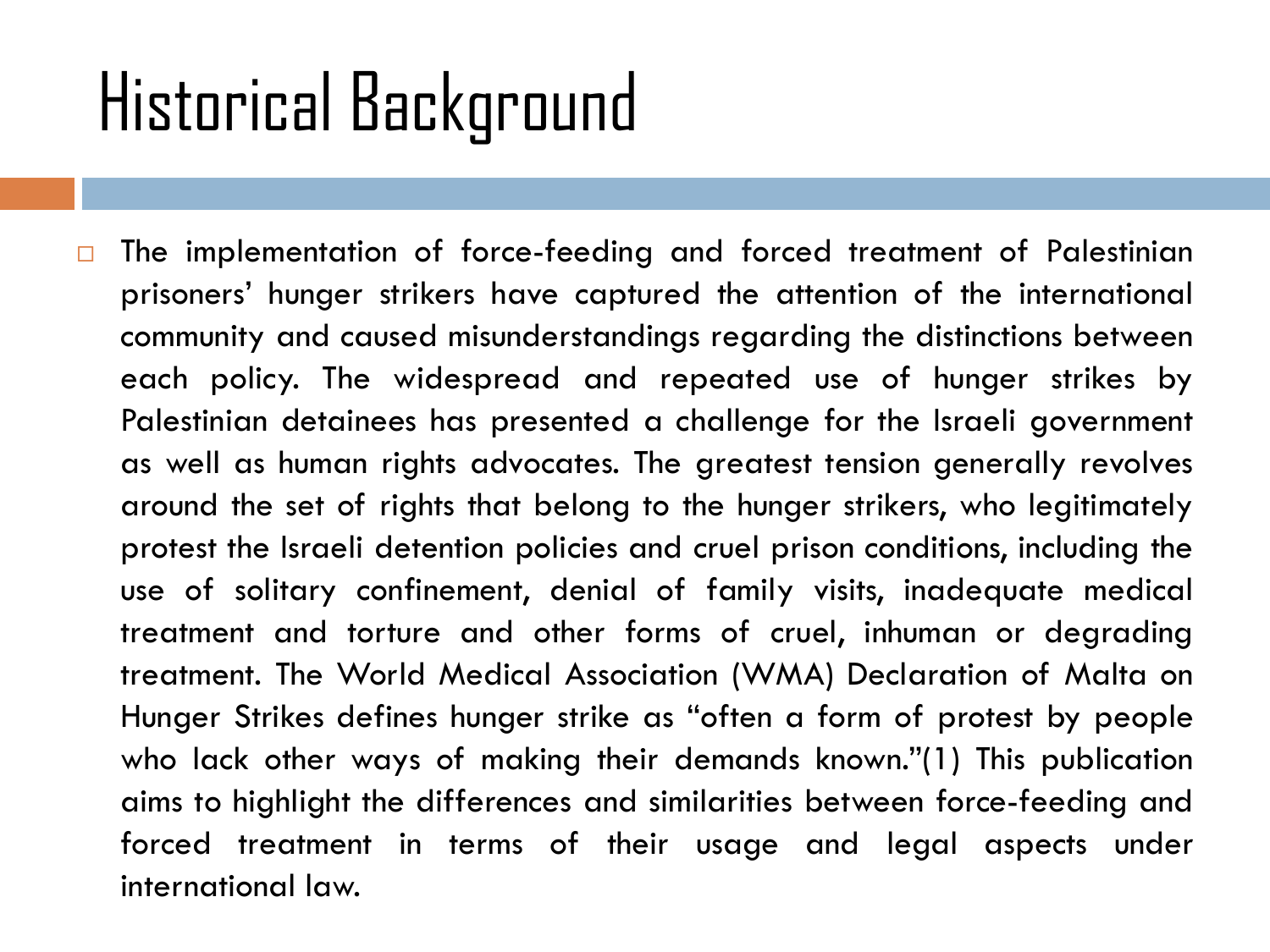# Historical Background

- The implementation of force-feeding and forced treatment of Palestinian prisoners' hunger strikers have captured the attention of the international community and caused misunderstandings regarding the distinctions between each policy. The widespread and repeated use of hunger strikes by Palestinian detainees has presented a challenge for the Israeli government as well as human rights advocates. The greatest tension generally revolves around the set of rights that belong to the hunger strikers, who legitimately protest the Israeli detention policies and cruel prison conditions, including the use of solitary confinement, denial of family visits, inadequate medical treatment and torture and other forms of cruel, inhuman or degrading treatment. The World Medical Association (WMA) Declaration of Malta on Hunger Strikes defines hunger strike as "often a form of protest by people who lack other ways of making their demands known."(1) This publication aims to highlight the differences and similarities between force-feeding and forced treatment in terms of their usage and legal aspects under international law.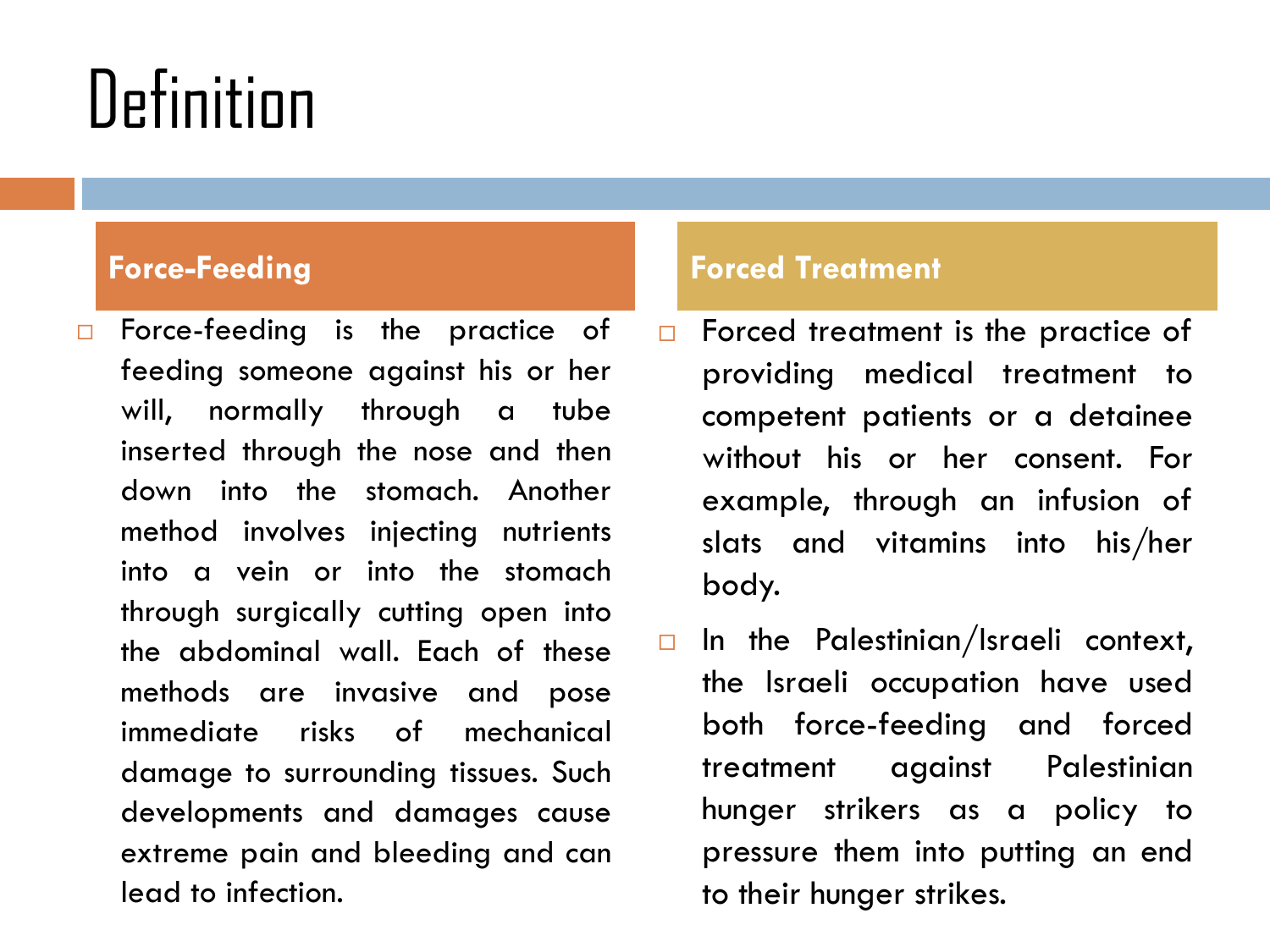# Definition

## Force-Feeding

- Force-feeding is the practice of feeding someone against his or her will, normally through a tube inserted through the nose and then down into the stomach. Another method involves injecting nutrients into a vein or into the stomach through surgically cutting open into the abdominal wall. Each of these methods are invasive and pose immediate risks of mechanical damage to surrounding tissues. Such developments and damages cause extreme pain and bleeding and can lead to infection.

## Forced Treatment

- Forced treatment is the practice of providing medical treatment to competent patients or a detainee without his or her consent. For example, through an infusion of slats and vitamins into his/her body.
- In the Palestinian/Israeli context, the Israeli occupation have used both force-feeding and forced treatment against Palestinian hunger strikers as a policy to pressure them into putting an end to their hunger strikes.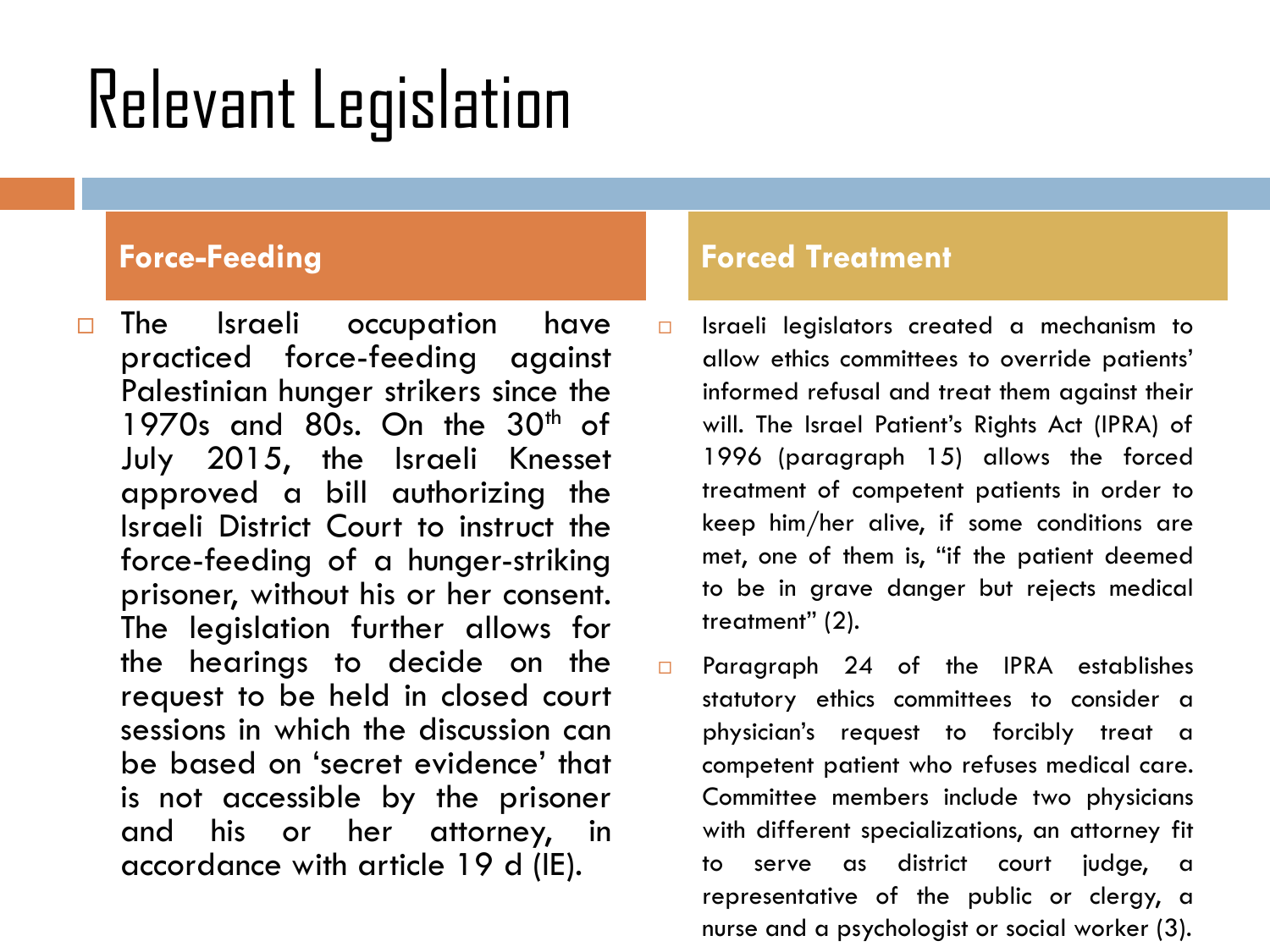# Relevant Legislation

## Force-Feeding

- The Israeli occupation have practiced force-feeding against Palestinian hunger strikers since the 1970s and 80s. On the 30th of July 2015, the Israeli Knesset approved a bill authorizing the Israeli District Court to instruct the force-feeding of a hunger-striking prisoner, without his or her consent. The legislation further allows for the hearings to decide on the request to be held in closed court sessions in which the discussion can be based on 'secret evidence' that is not accessible by the prisoner and his or her attorney, in accordance with article 19 d (IE).

## Forced Treatment

- Israeli legislators created a mechanism to allow ethics committees to override patients' informed refusal and treat them against their will. The Israel Patient's Rights Act (IPRA) of 1996 (paragraph 15) allows the forced treatment of competent patients in order to keep him/her alive, if some conditions are met, one of them is, "if the patient deemed to be in grave danger but rejects medical treatment" (2).
- Paragraph 24 of the IPRA establishes statutory ethics committees to consider a physician's request to forcibly treat a competent patient who refuses medical care. Committee members include two physicians with different specializations, an attorney fit to serve as district court judge, a representative of the public or clergy, a nurse and a psychologist or social worker (3).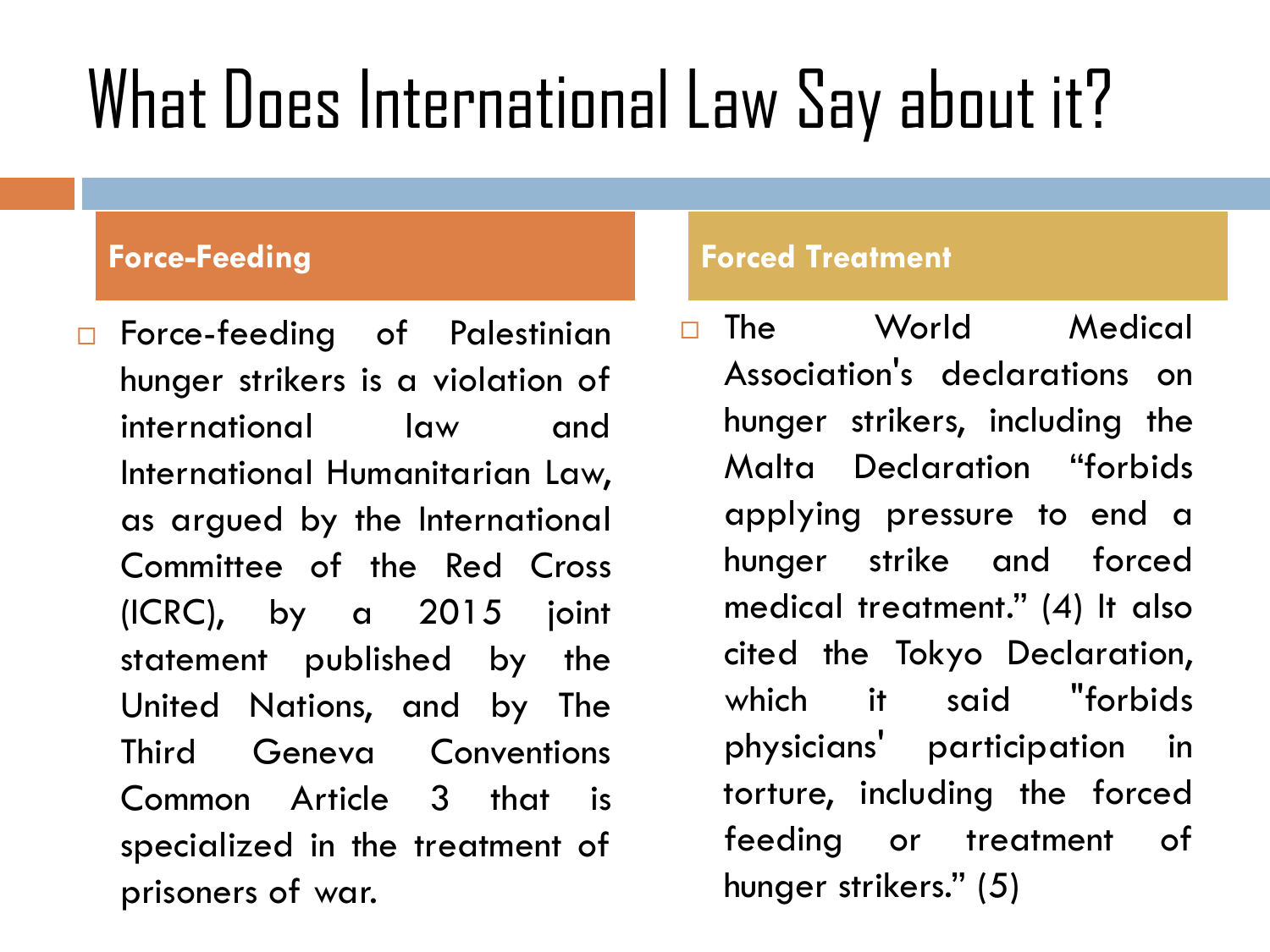# What Does International Law Say about it?

## Force-Feeding

- Force-feeding of Palestinian hunger strikers is a violation of international law and International Humanitarian Law, as argued by the International Committee of the Red Cross (ICRC), by a 2015 joint statement published by the United Nations, and by The Third Geneva Conventions Common Article 3 that is specialized in the treatment of prisoners of war.

## Forced Treatment

- The World Medical Association's declarations on hunger strikers, including the Malta Declaration "forbids applying pressure to end a hunger strike and forced medical treatment." (4) It also cited the Tokyo Declaration, which it said "forbids physicians' participation in torture, including the forced feeding or treatment of hunger strikers." (5)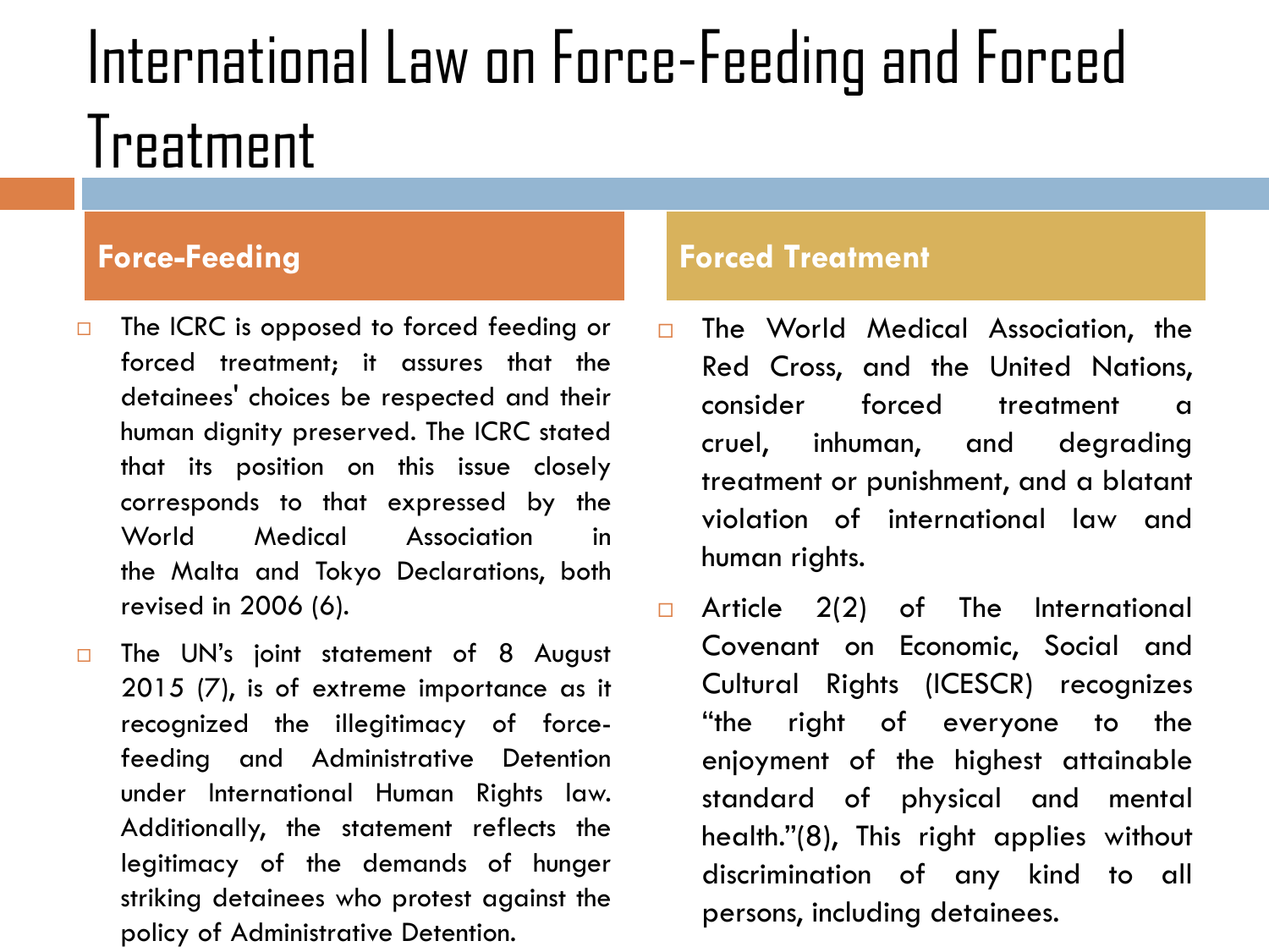# International Law on Force-Feeding and Forced Treatment

## Force-Feeding

- The ICRC is opposed to forced feeding or forced treatment; it assures that the detainees' choices be respected and their human dignity preserved. The ICRC stated that its position on this issue closely corresponds to that expressed by the World Medical Association in the Malta and Tokyo Declarations, both revised in 2006 (6).
- The UN's joint statement of 8 August 2015 (7), is of extreme importance as it recognized the illegitimacy of force-feeding and Administrative Detention under International Human Rights law. Additionally, the statement reflects the legitimacy of the demands of hunger striking detainees who protest against the policy of Administrative Detention.

## Forced Treatment

- The World Medical Association, the Red Cross, and the United Nations, consider forced treatment a cruel, inhuman, and degrading treatment or punishment, and a blatant violation of international law and human rights.
- Article 2(2) of The International Covenant on Economic, Social and Cultural Rights (ICESCR) recognizes "the right of everyone to the enjoyment of the highest attainable standard of physical and mental health."(8), This right applies without discrimination of any kind to all persons, including detainees.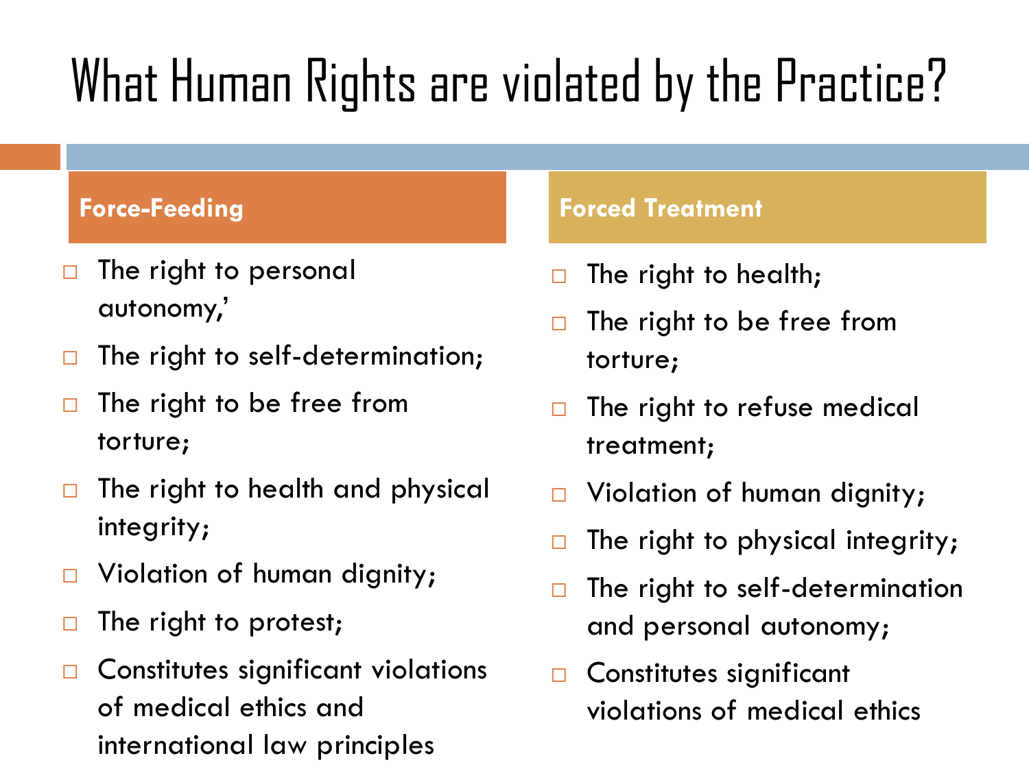# What Human Rights are violated by the Practice?

## Force-Feeding

- The right to personal autonomy,'
- The right to self-determination;
- The right to be free from torture;
- The right to health and physical integrity;
- Violation of human dignity;
- The right to protest;
- Constitutes significant violations of medical ethics and international law principles

## Forced Treatment

- The right to health;
- The right to be free from torture;
- The right to refuse medical treatment;
- Violation of human dignity;
- The right to physical integrity;
- The right to self-determination and personal autonomy;
- Constitutes significant violations of medical ethics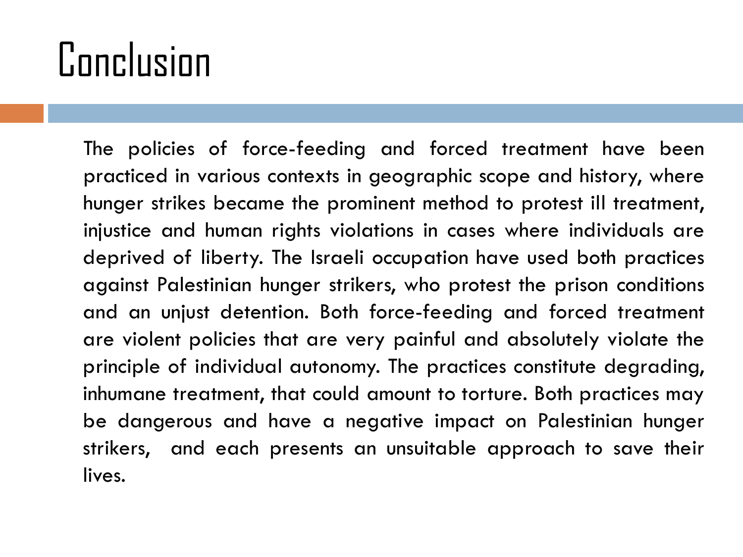# Conclusion

The policies of force-feeding and forced treatment have been practiced in various contexts in geographic scope and history, where hunger strikes became the prominent method to protest ill treatment, injustice and human rights violations in cases where individuals are deprived of liberty. The Israeli occupation have used both practices against Palestinian hunger strikers, who protest the prison conditions and an unjust detention. Both force-feeding and forced treatment are violent policies that are very painful and absolutely violate the principle of individual autonomy. The practices constitute degrading, inhumane treatment, that could amount to torture. Both practices may be dangerous and have a negative impact on Palestinian hunger strikers, and each presents an unsuitable approach to save their lives.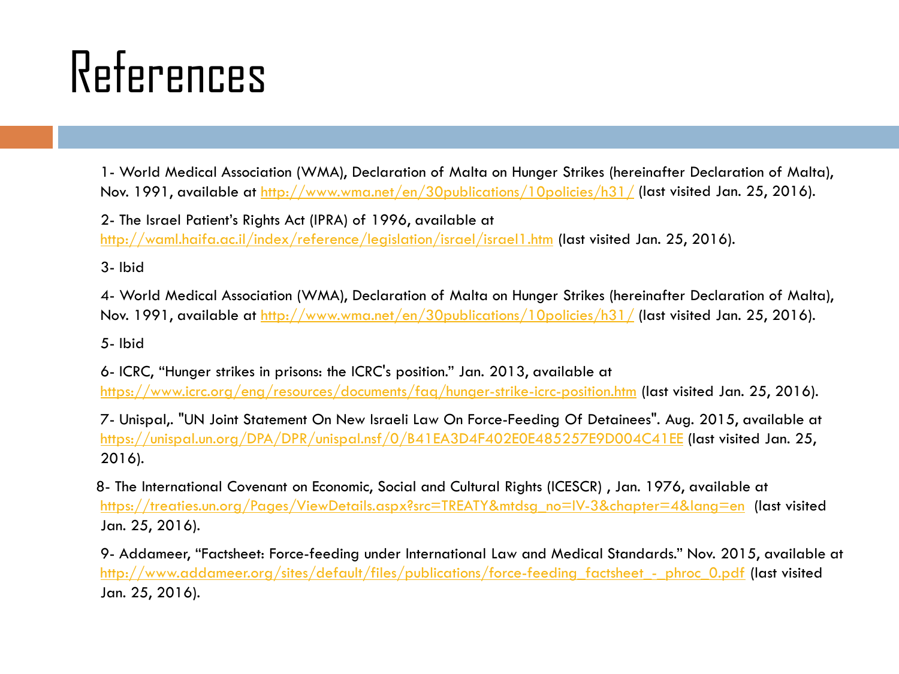# References

1- World Medical Association (WMA), Declaration of Malta on Hunger Strikes (hereinafter Declaration of Malta), Nov. 1991, available at http://www.wma.net/en/30publications/10policies/h31/ (last visited Jan. 25, 2016).

2- The Israel Patient's Rights Act (IPRA) of 1996, available at http://waml.haifa.ac.il/index/reference/legislation/israel/israel1.htm (last visited Jan. 25, 2016).

3- Ibid

4- World Medical Association (WMA), Declaration of Malta on Hunger Strikes (hereinafter Declaration of Malta), Nov. 1991, available at http://www.wma.net/en/30publications/10policies/h31/ (last visited Jan. 25, 2016).

5- Ibid

6- ICRC, "Hunger strikes in prisons: the ICRC's position." Jan. 2013, available at https://www.icrc.org/eng/resources/documents/faq/hunger-strike-icrc-position.htm (last visited Jan. 25, 2016).

7- Unispal,. "UN Joint Statement On New Israeli Law On Force-Feeding Of Detainees". Aug. 2015, available at https://unispal.un.org/DPA/DPR/unispal.nsf/0/B41EA3D4F402E0E485257E9D004C41EE (last visited Jan. 25, 2016).

8- The International Covenant on Economic, Social and Cultural Rights (ICESCR) , Jan. 1976, available at https://treaties.un.org/Pages/ViewDetails.aspx?src=TREATY&mtdsg_no=IV-3&chapter=4&lang=en (last visited Jan. 25, 2016).

9- Addameer, "Factsheet: Force-feeding under International Law and Medical Standards." Nov. 2015, available at http://www.addameer.org/sites/default/files/publications/force-feeding_factsheet_-_phroc_0.pdf (last visited Jan. 25, 2016).